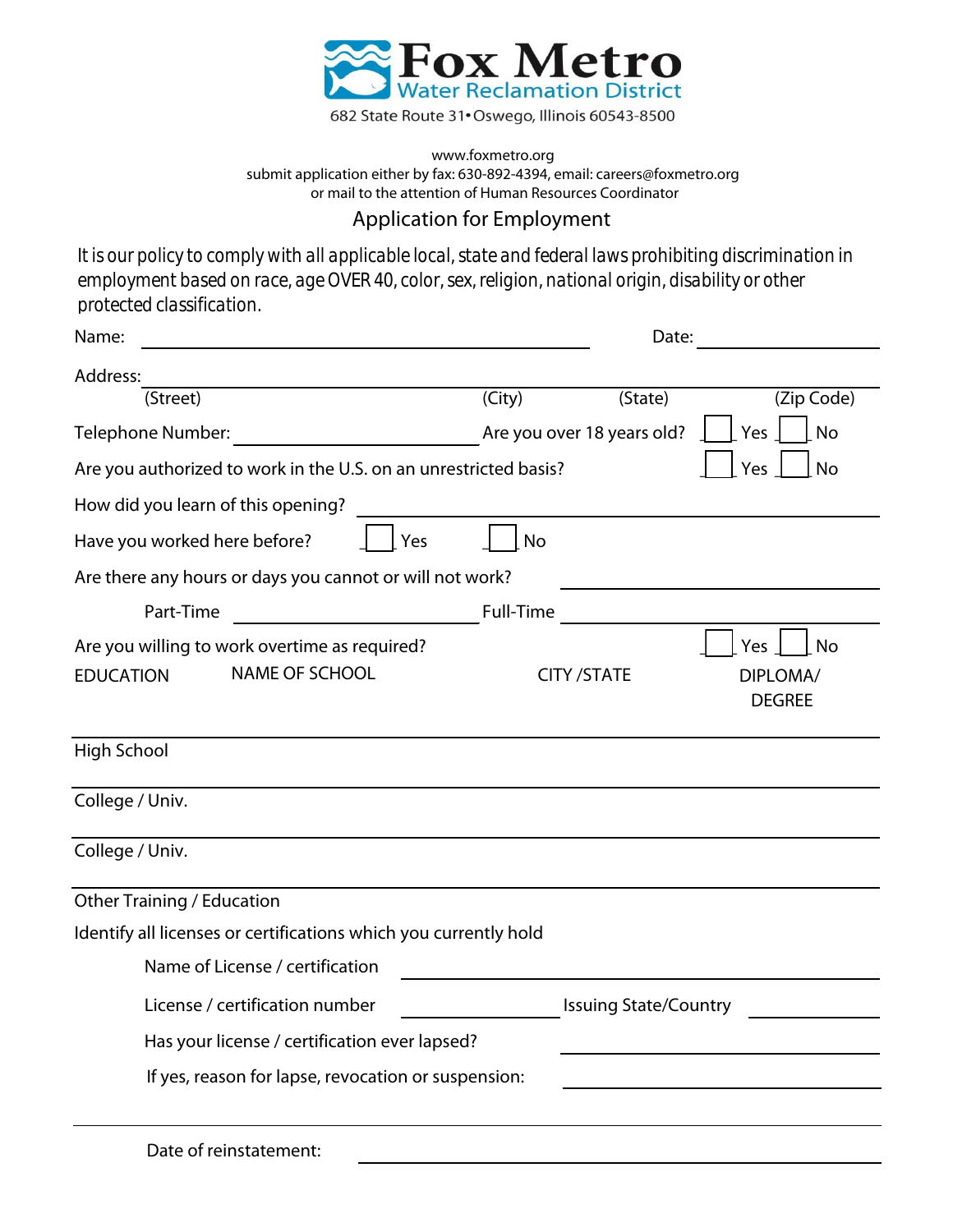# Fox Metro
## Water Reclamation District

682 State Route 31 • Oswego, Illinois 60543-8500

www.foxmetro.org
submit application either by fax: 630-892-4394, email: careers@foxmetro.org
or mail to the attention of Human Resources Coordinator

## Application for Employment

It is our policy to comply with all applicable local, state and federal laws prohibiting discrimination in employment based on race, age OVER 40, color, sex, religion, national origin, disability or other protected classification.

Name: ______________________________ Date: ______________

Address: ______________________________________________________________
(Street) (City) (State) (Zip Code)

Telephone Number: ____________________ Are you over 18 years old? ☐ Yes ☐ No

Are you authorized to work in the U.S. on an unrestricted basis? ☐ Yes ☐ No

How did you learn of this opening? ______________________________

Have you worked here before? ☐ Yes ☐ No

Are there any hours or days you cannot or will not work? ______________________

Part-Time ____________________ Full-Time ____________________

Are you willing to work overtime as required? ☐ Yes ☐ No

| EDUCATION | NAME OF SCHOOL | CITY /STATE | DIPLOMA/ DEGREE |
|---|---|---|---|
| High School | | | |
| College / Univ. | | | |
| College / Univ. | | | |
| Other Training / Education | | | |

Identify all licenses or certifications which you currently hold

Name of License / certification ______________________________

License / certification number ____________________ Issuing State/Country ______________

Has your license / certification ever lapsed? ______________________

If yes, reason for lapse, revocation or suspension: ______________________

______________________________________________________________

Date of reinstatement: ______________________________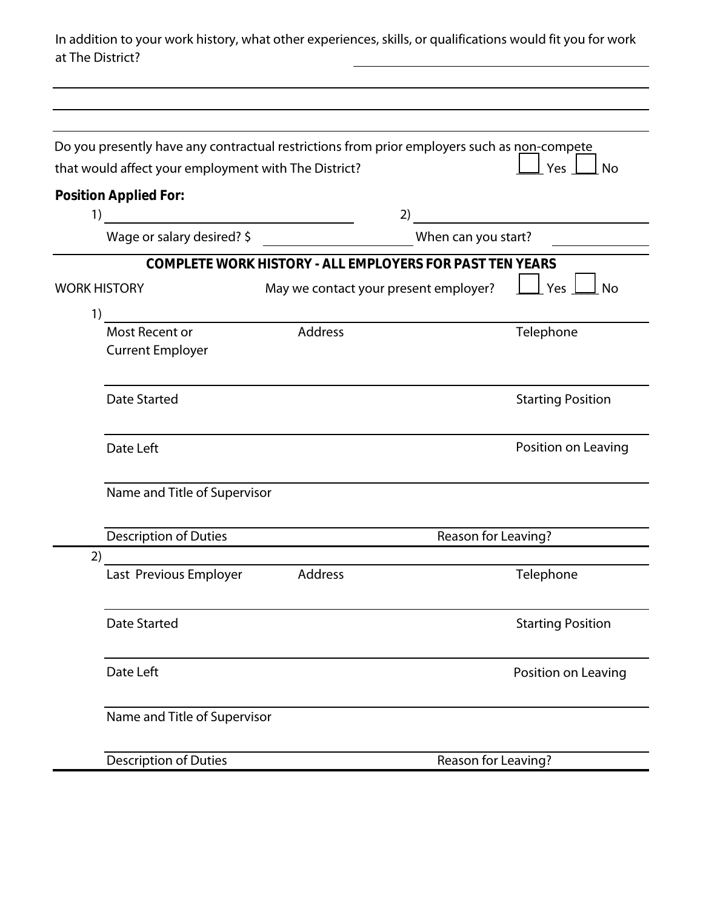In addition to your work history, what other experiences, skills, or qualifications would fit you for work at The District? ______________________________

______________________________________________________________________

______________________________________________________________________

______________________________________________________________________

Do you presently have any contractual restrictions from prior employers such as non-compete that would affect your employment with The District? ☐ Yes ☐ No

**Position Applied For:**

1) ______________________________ 2) ______________________________

Wage or salary desired? $ ____________________ When can you start? ____________

**COMPLETE WORK HISTORY - ALL EMPLOYERS FOR PAST TEN YEARS**

WORK HISTORY — May we contact your present employer? ☐ Yes ☐ No

1) ______________________________________________________________

| Most Recent or Current Employer | Address | Telephone |
|---|---|---|
| Date Started | | Starting Position |
| Date Left | | Position on Leaving |
| Name and Title of Supervisor | | |
| Description of Duties | | Reason for Leaving? |

2) ______________________________________________________________

| Last Previous Employer | Address | Telephone |
|---|---|---|
| Date Started | | Starting Position |
| Date Left | | Position on Leaving |
| Name and Title of Supervisor | | |
| Description of Duties | | Reason for Leaving? |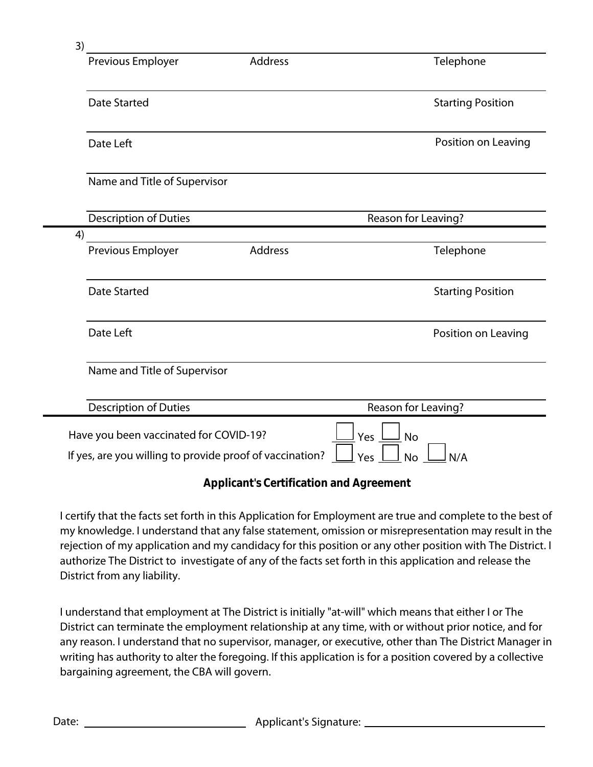3)

Previous Employer Address Telephone

Date Started Starting Position

Date Left Position on Leaving

Name and Title of Supervisor

Description of Duties Reason for Leaving?

4)

Previous Employer Address Telephone

Date Started Starting Position

Date Left Position on Leaving

Name and Title of Supervisor

Description of Duties Reason for Leaving?

Have you been vaccinated for COVID-19? ☐ Yes ☐ No

If yes, are you willing to provide proof of vaccination? ☐ Yes ☐ No ☐ N/A

**Applicant's Certification and Agreement**

I certify that the facts set forth in this Application for Employment are true and complete to the best of my knowledge. I understand that any false statement, omission or misrepresentation may result in the rejection of my application and my candidacy for this position or any other position with The District. I authorize The District to investigate of any of the facts set forth in this application and release the District from any liability.

I understand that employment at The District is initially "at-will" which means that either I or The District can terminate the employment relationship at any time, with or without prior notice, and for any reason. I understand that no supervisor, manager, or executive, other than The District Manager in writing has authority to alter the foregoing. If this application is for a position covered by a collective bargaining agreement, the CBA will govern.

Date: ____________________ Applicant's Signature: ____________________